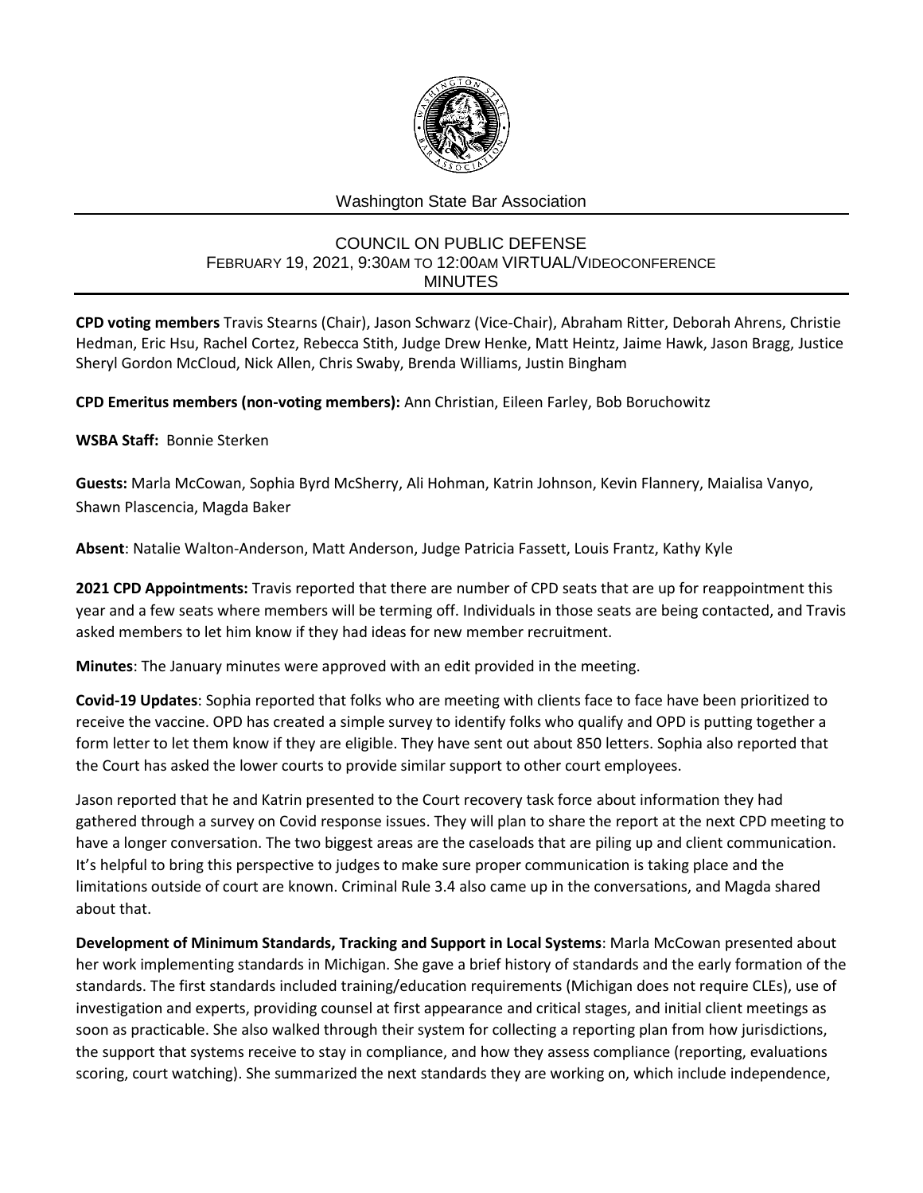Washington State Bar Association

# COUNCIL ON PUBLIC DEFENSE

FEBRUARY 19, 2021, 9:30AM TO 12:00AM VIRTUAL/VIDEOCONFERENCE

MINUTES

**CPD voting members** Travis Stearns (Chair), Jason Schwarz (Vice-Chair), Abraham Ritter, Deborah Ahrens, Christie Hedman, Eric Hsu, Rachel Cortez, Rebecca Stith, Judge Drew Henke, Matt Heintz, Jaime Hawk, Jason Bragg, Justice Sheryl Gordon McCloud, Nick Allen, Chris Swaby, Brenda Williams, Justin Bingham

**CPD Emeritus members (non-voting members):** Ann Christian, Eileen Farley, Bob Boruchowitz

**WSBA Staff:** Bonnie Sterken

**Guests:** Marla McCowan, Sophia Byrd McSherry, Ali Hohman, Katrin Johnson, Kevin Flannery, Maialisa Vanyo, Shawn Plascencia, Magda Baker

**Absent**: Natalie Walton-Anderson, Matt Anderson, Judge Patricia Fassett, Louis Frantz, Kathy Kyle

**2021 CPD Appointments:** Travis reported that there are number of CPD seats that are up for reappointment this year and a few seats where members will be terming off. Individuals in those seats are being contacted, and Travis asked members to let him know if they had ideas for new member recruitment.

**Minutes**: The January minutes were approved with an edit provided in the meeting.

**Covid-19 Updates**: Sophia reported that folks who are meeting with clients face to face have been prioritized to receive the vaccine. OPD has created a simple survey to identify folks who qualify and OPD is putting together a form letter to let them know if they are eligible. They have sent out about 850 letters. Sophia also reported that the Court has asked the lower courts to provide similar support to other court employees.

Jason reported that he and Katrin presented to the Court recovery task force about information they had gathered through a survey on Covid response issues. They will plan to share the report at the next CPD meeting to have a longer conversation. The two biggest areas are the caseloads that are piling up and client communication. It's helpful to bring this perspective to judges to make sure proper communication is taking place and the limitations outside of court are known. Criminal Rule 3.4 also came up in the conversations, and Magda shared about that.

**Development of Minimum Standards, Tracking and Support in Local Systems**: Marla McCowan presented about her work implementing standards in Michigan. She gave a brief history of standards and the early formation of the standards. The first standards included training/education requirements (Michigan does not require CLEs), use of investigation and experts, providing counsel at first appearance and critical stages, and initial client meetings as soon as practicable. She also walked through their system for collecting a reporting plan from how jurisdictions, the support that systems receive to stay in compliance, and how they assess compliance (reporting, evaluations scoring, court watching). She summarized the next standards they are working on, which include independence,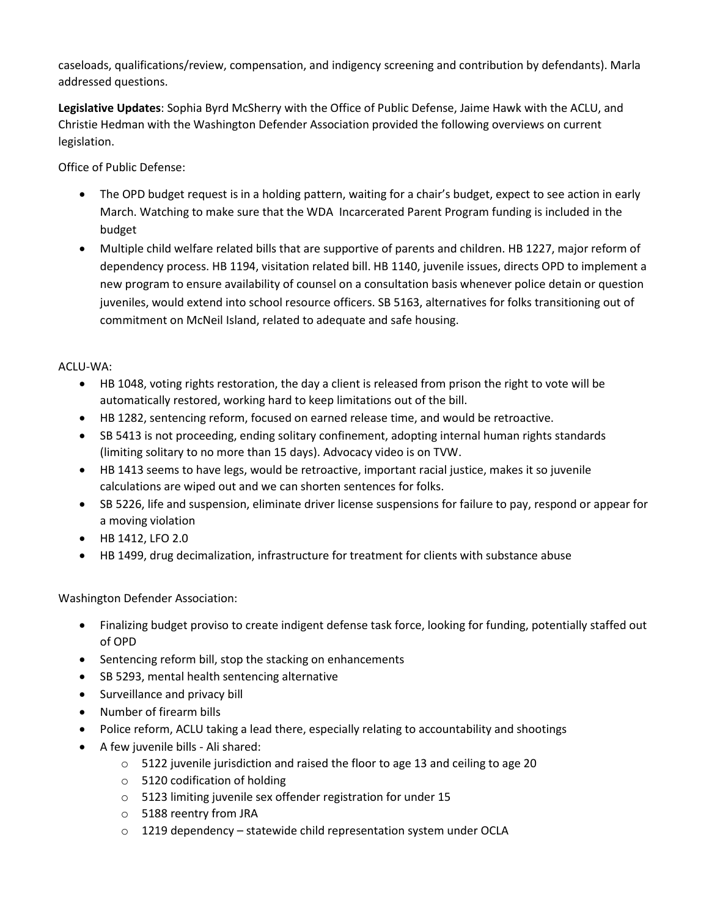caseloads, qualifications/review, compensation, and indigency screening and contribution by defendants). Marla addressed questions.

**Legislative Updates**: Sophia Byrd McSherry with the Office of Public Defense, Jaime Hawk with the ACLU, and Christie Hedman with the Washington Defender Association provided the following overviews on current legislation.

Office of Public Defense:

- The OPD budget request is in a holding pattern, waiting for a chair's budget, expect to see action in early March. Watching to make sure that the WDA Incarcerated Parent Program funding is included in the budget
- Multiple child welfare related bills that are supportive of parents and children. HB 1227, major reform of dependency process. HB 1194, visitation related bill. HB 1140, juvenile issues, directs OPD to implement a new program to ensure availability of counsel on a consultation basis whenever police detain or question juveniles, would extend into school resource officers. SB 5163, alternatives for folks transitioning out of commitment on McNeil Island, related to adequate and safe housing.

ACLU-WA:

- HB 1048, voting rights restoration, the day a client is released from prison the right to vote will be automatically restored, working hard to keep limitations out of the bill.
- HB 1282, sentencing reform, focused on earned release time, and would be retroactive.
- SB 5413 is not proceeding, ending solitary confinement, adopting internal human rights standards (limiting solitary to no more than 15 days). Advocacy video is on TVW.
- HB 1413 seems to have legs, would be retroactive, important racial justice, makes it so juvenile calculations are wiped out and we can shorten sentences for folks.
- SB 5226, life and suspension, eliminate driver license suspensions for failure to pay, respond or appear for a moving violation
- HB 1412, LFO 2.0
- HB 1499, drug decimalization, infrastructure for treatment for clients with substance abuse

Washington Defender Association:

- Finalizing budget proviso to create indigent defense task force, looking for funding, potentially staffed out of OPD
- Sentencing reform bill, stop the stacking on enhancements
- SB 5293, mental health sentencing alternative
- Surveillance and privacy bill
- Number of firearm bills
- Police reform, ACLU taking a lead there, especially relating to accountability and shootings
- A few juvenile bills - Ali shared:
  - 5122 juvenile jurisdiction and raised the floor to age 13 and ceiling to age 20
  - 5120 codification of holding
  - 5123 limiting juvenile sex offender registration for under 15
  - 5188 reentry from JRA
  - 1219 dependency – statewide child representation system under OCLA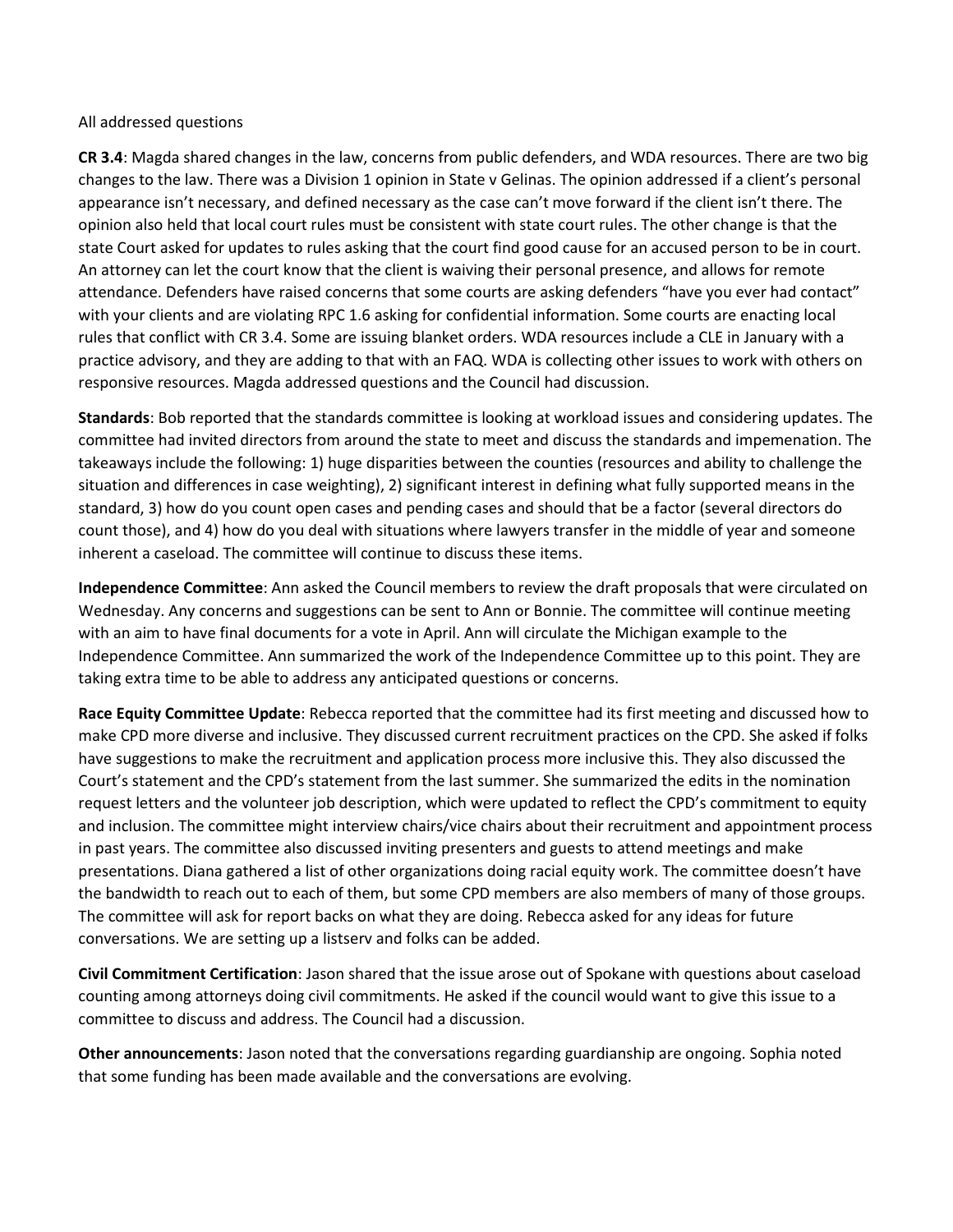All addressed questions

**CR 3.4**: Magda shared changes in the law, concerns from public defenders, and WDA resources. There are two big changes to the law. There was a Division 1 opinion in State v Gelinas. The opinion addressed if a client's personal appearance isn't necessary, and defined necessary as the case can't move forward if the client isn't there. The opinion also held that local court rules must be consistent with state court rules. The other change is that the state Court asked for updates to rules asking that the court find good cause for an accused person to be in court. An attorney can let the court know that the client is waiving their personal presence, and allows for remote attendance. Defenders have raised concerns that some courts are asking defenders "have you ever had contact" with your clients and are violating RPC 1.6 asking for confidential information. Some courts are enacting local rules that conflict with CR 3.4. Some are issuing blanket orders. WDA resources include a CLE in January with a practice advisory, and they are adding to that with an FAQ. WDA is collecting other issues to work with others on responsive resources. Magda addressed questions and the Council had discussion.

**Standards**: Bob reported that the standards committee is looking at workload issues and considering updates. The committee had invited directors from around the state to meet and discuss the standards and impemenation. The takeaways include the following: 1) huge disparities between the counties (resources and ability to challenge the situation and differences in case weighting), 2) significant interest in defining what fully supported means in the standard, 3) how do you count open cases and pending cases and should that be a factor (several directors do count those), and 4) how do you deal with situations where lawyers transfer in the middle of year and someone inherent a caseload. The committee will continue to discuss these items.

**Independence Committee**: Ann asked the Council members to review the draft proposals that were circulated on Wednesday. Any concerns and suggestions can be sent to Ann or Bonnie. The committee will continue meeting with an aim to have final documents for a vote in April. Ann will circulate the Michigan example to the Independence Committee. Ann summarized the work of the Independence Committee up to this point. They are taking extra time to be able to address any anticipated questions or concerns.

**Race Equity Committee Update**: Rebecca reported that the committee had its first meeting and discussed how to make CPD more diverse and inclusive. They discussed current recruitment practices on the CPD. She asked if folks have suggestions to make the recruitment and application process more inclusive this. They also discussed the Court's statement and the CPD's statement from the last summer. She summarized the edits in the nomination request letters and the volunteer job description, which were updated to reflect the CPD's commitment to equity and inclusion. The committee might interview chairs/vice chairs about their recruitment and appointment process in past years. The committee also discussed inviting presenters and guests to attend meetings and make presentations. Diana gathered a list of other organizations doing racial equity work. The committee doesn't have the bandwidth to reach out to each of them, but some CPD members are also members of many of those groups. The committee will ask for report backs on what they are doing. Rebecca asked for any ideas for future conversations. We are setting up a listserv and folks can be added.

**Civil Commitment Certification**: Jason shared that the issue arose out of Spokane with questions about caseload counting among attorneys doing civil commitments. He asked if the council would want to give this issue to a committee to discuss and address. The Council had a discussion.

**Other announcements**: Jason noted that the conversations regarding guardianship are ongoing. Sophia noted that some funding has been made available and the conversations are evolving.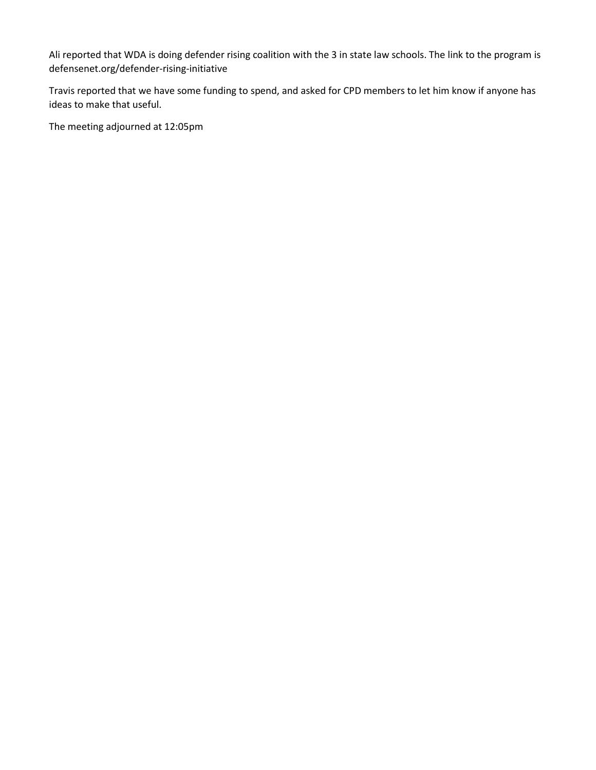Ali reported that WDA is doing defender rising coalition with the 3 in state law schools. The link to the program is defensenet.org/defender-rising-initiative

Travis reported that we have some funding to spend, and asked for CPD members to let him know if anyone has ideas to make that useful.

The meeting adjourned at 12:05pm